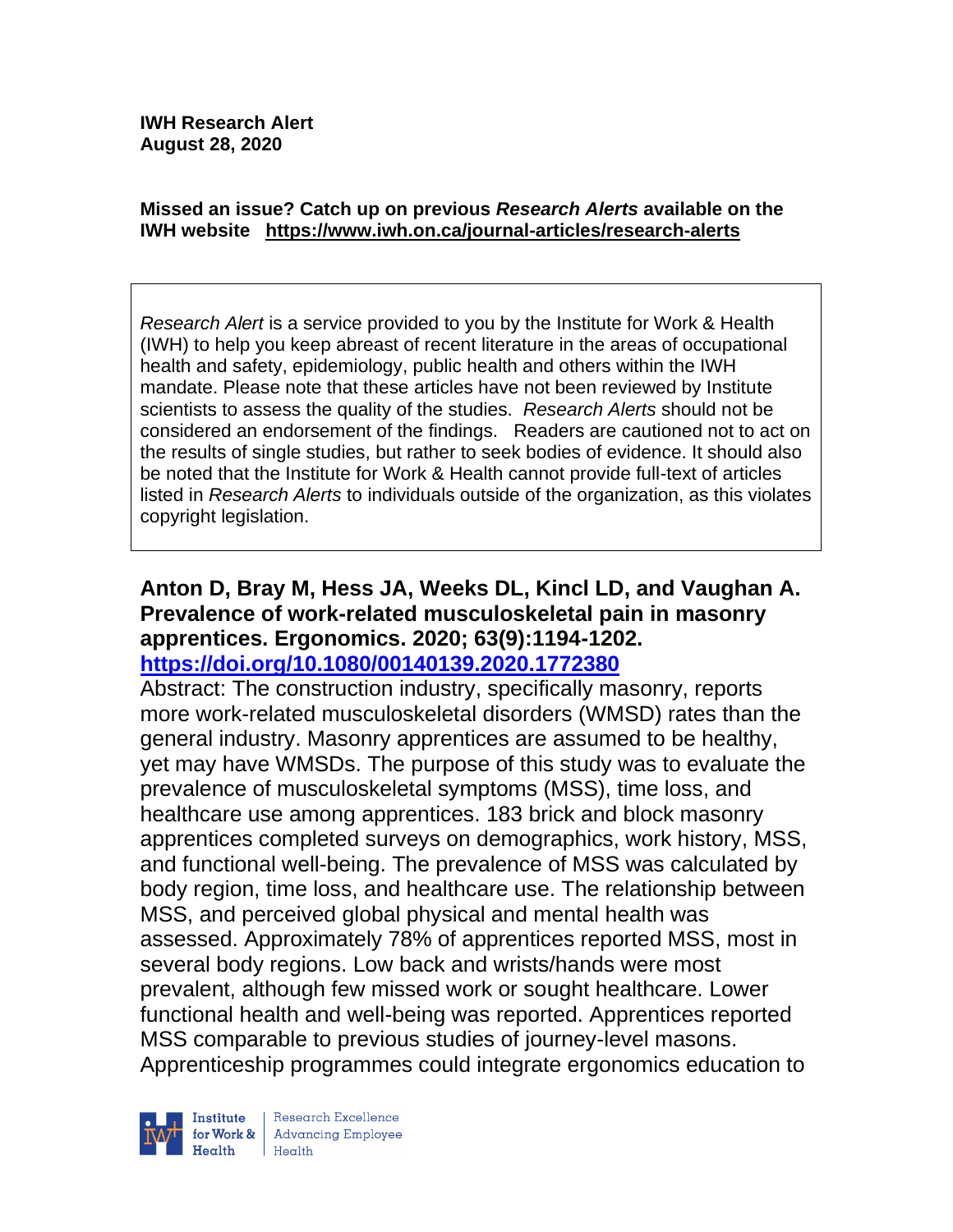**IWH Research Alert**
**August 28, 2020**

**Missed an issue? Catch up on previous *Research Alerts* available on the IWH website https://www.iwh.on.ca/journal-articles/research-alerts**

*Research Alert* is a service provided to you by the Institute for Work & Health (IWH) to help you keep abreast of recent literature in the areas of occupational health and safety, epidemiology, public health and others within the IWH mandate. Please note that these articles have not been reviewed by Institute scientists to assess the quality of the studies. *Research Alerts* should not be considered an endorsement of the findings. Readers are cautioned not to act on the results of single studies, but rather to seek bodies of evidence. It should also be noted that the Institute for Work & Health cannot provide full-text of articles listed in *Research Alerts* to individuals outside of the organization, as this violates copyright legislation.

**Anton D, Bray M, Hess JA, Weeks DL, Kincl LD, and Vaughan A. Prevalence of work-related musculoskeletal pain in masonry apprentices. Ergonomics. 2020; 63(9):1194-1202.**
**https://doi.org/10.1080/00140139.2020.1772380**

Abstract: The construction industry, specifically masonry, reports more work-related musculoskeletal disorders (WMSD) rates than the general industry. Masonry apprentices are assumed to be healthy, yet may have WMSDs. The purpose of this study was to evaluate the prevalence of musculoskeletal symptoms (MSS), time loss, and healthcare use among apprentices. 183 brick and block masonry apprentices completed surveys on demographics, work history, MSS, and functional well-being. The prevalence of MSS was calculated by body region, time loss, and healthcare use. The relationship between MSS, and perceived global physical and mental health was assessed. Approximately 78% of apprentices reported MSS, most in several body regions. Low back and wrists/hands were most prevalent, although few missed work or sought healthcare. Lower functional health and well-being was reported. Apprentices reported MSS comparable to previous studies of journey-level masons. Apprenticeship programmes could integrate ergonomics education to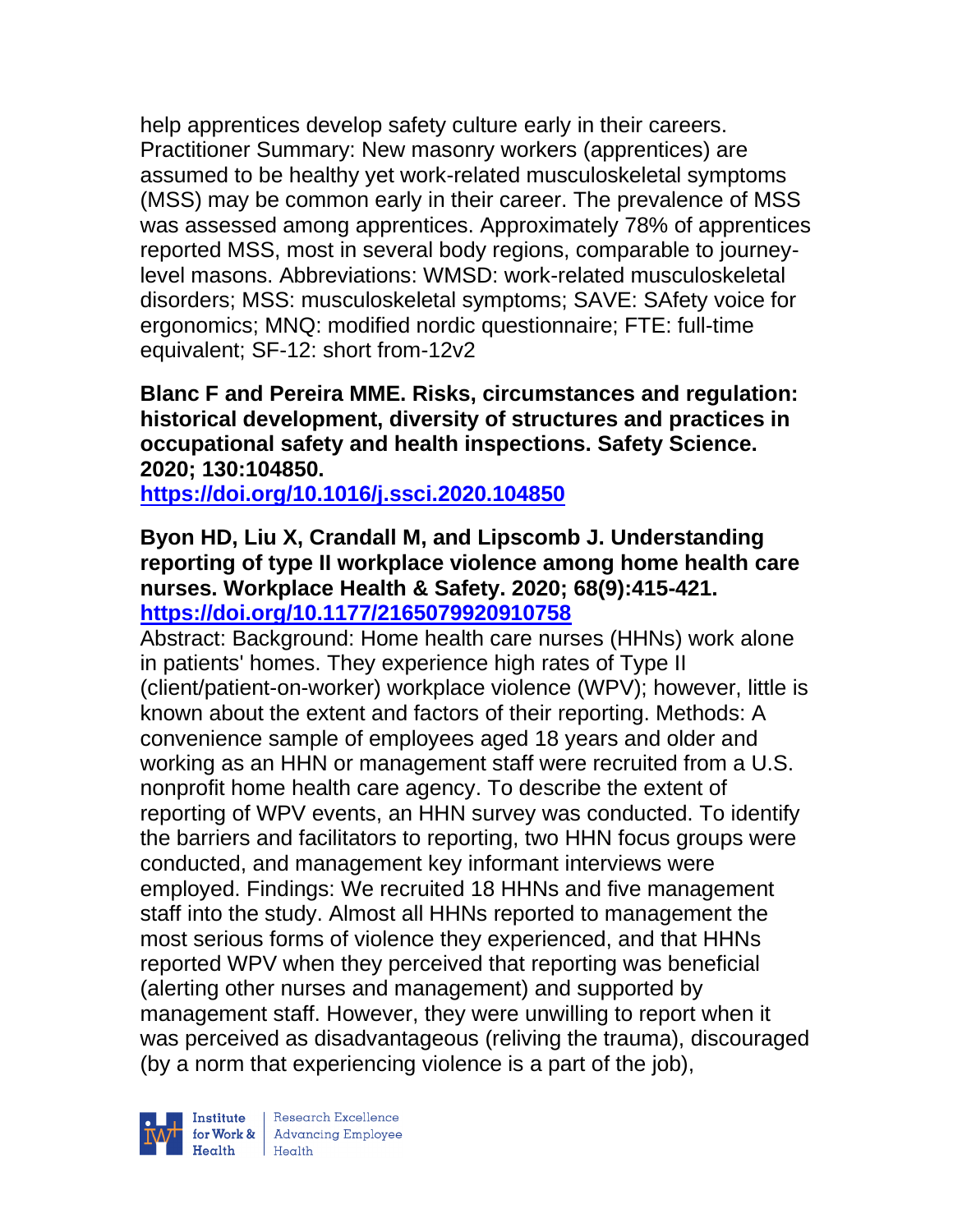help apprentices develop safety culture early in their careers. Practitioner Summary: New masonry workers (apprentices) are assumed to be healthy yet work-related musculoskeletal symptoms (MSS) may be common early in their career. The prevalence of MSS was assessed among apprentices. Approximately 78% of apprentices reported MSS, most in several body regions, comparable to journey-level masons. Abbreviations: WMSD: work-related musculoskeletal disorders; MSS: musculoskeletal symptoms; SAVE: SAfety voice for ergonomics; MNQ: modified nordic questionnaire; FTE: full-time equivalent; SF-12: short from-12v2

**Blanc F and Pereira MME. Risks, circumstances and regulation: historical development, diversity of structures and practices in occupational safety and health inspections. Safety Science. 2020; 130:104850.**
**https://doi.org/10.1016/j.ssci.2020.104850**

**Byon HD, Liu X, Crandall M, and Lipscomb J. Understanding reporting of type II workplace violence among home health care nurses. Workplace Health & Safety. 2020; 68(9):415-421.**
**https://doi.org/10.1177/2165079920910758**
Abstract: Background: Home health care nurses (HHNs) work alone in patients' homes. They experience high rates of Type II (client/patient-on-worker) workplace violence (WPV); however, little is known about the extent and factors of their reporting. Methods: A convenience sample of employees aged 18 years and older and working as an HHN or management staff were recruited from a U.S. nonprofit home health care agency. To describe the extent of reporting of WPV events, an HHN survey was conducted. To identify the barriers and facilitators to reporting, two HHN focus groups were conducted, and management key informant interviews were employed. Findings: We recruited 18 HHNs and five management staff into the study. Almost all HHNs reported to management the most serious forms of violence they experienced, and that HHNs reported WPV when they perceived that reporting was beneficial (alerting other nurses and management) and supported by management staff. However, they were unwilling to report when it was perceived as disadvantageous (reliving the trauma), discouraged (by a norm that experiencing violence is a part of the job),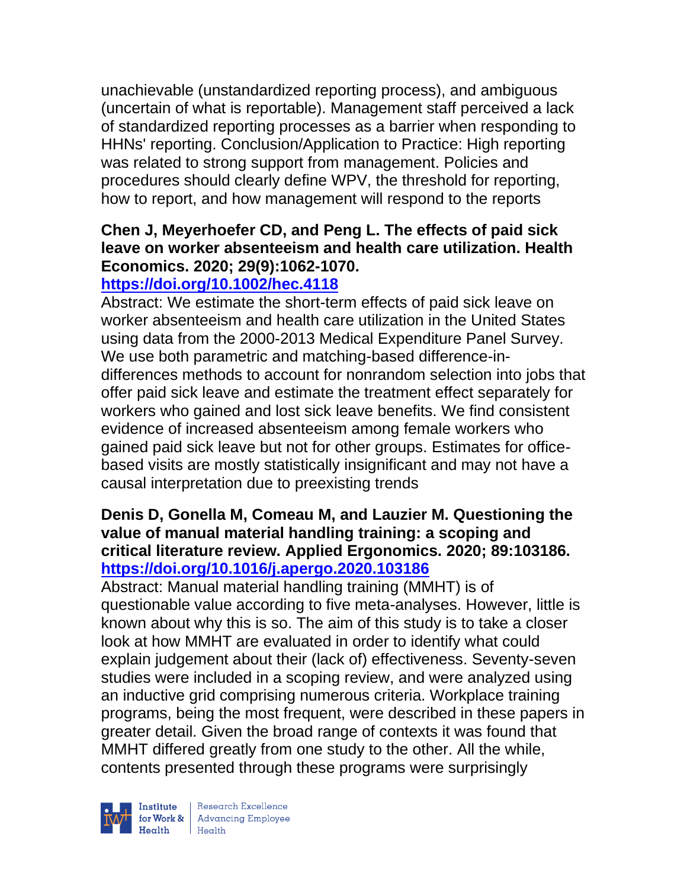unachievable (unstandardized reporting process), and ambiguous (uncertain of what is reportable). Management staff perceived a lack of standardized reporting processes as a barrier when responding to HHNs' reporting. Conclusion/Application to Practice: High reporting was related to strong support from management. Policies and procedures should clearly define WPV, the threshold for reporting, how to report, and how management will respond to the reports

**Chen J, Meyerhoefer CD, and Peng L. The effects of paid sick leave on worker absenteeism and health care utilization. Health Economics. 2020; 29(9):1062-1070. https://doi.org/10.1002/hec.4118**

Abstract: We estimate the short-term effects of paid sick leave on worker absenteeism and health care utilization in the United States using data from the 2000-2013 Medical Expenditure Panel Survey. We use both parametric and matching-based difference-in-differences methods to account for nonrandom selection into jobs that offer paid sick leave and estimate the treatment effect separately for workers who gained and lost sick leave benefits. We find consistent evidence of increased absenteeism among female workers who gained paid sick leave but not for other groups. Estimates for office-based visits are mostly statistically insignificant and may not have a causal interpretation due to preexisting trends

**Denis D, Gonella M, Comeau M, and Lauzier M. Questioning the value of manual material handling training: a scoping and critical literature review. Applied Ergonomics. 2020; 89:103186. https://doi.org/10.1016/j.apergo.2020.103186**

Abstract: Manual material handling training (MMHT) is of questionable value according to five meta-analyses. However, little is known about why this is so. The aim of this study is to take a closer look at how MMHT are evaluated in order to identify what could explain judgement about their (lack of) effectiveness. Seventy-seven studies were included in a scoping review, and were analyzed using an inductive grid comprising numerous criteria. Workplace training programs, being the most frequent, were described in these papers in greater detail. Given the broad range of contexts it was found that MMHT differed greatly from one study to the other. All the while, contents presented through these programs were surprisingly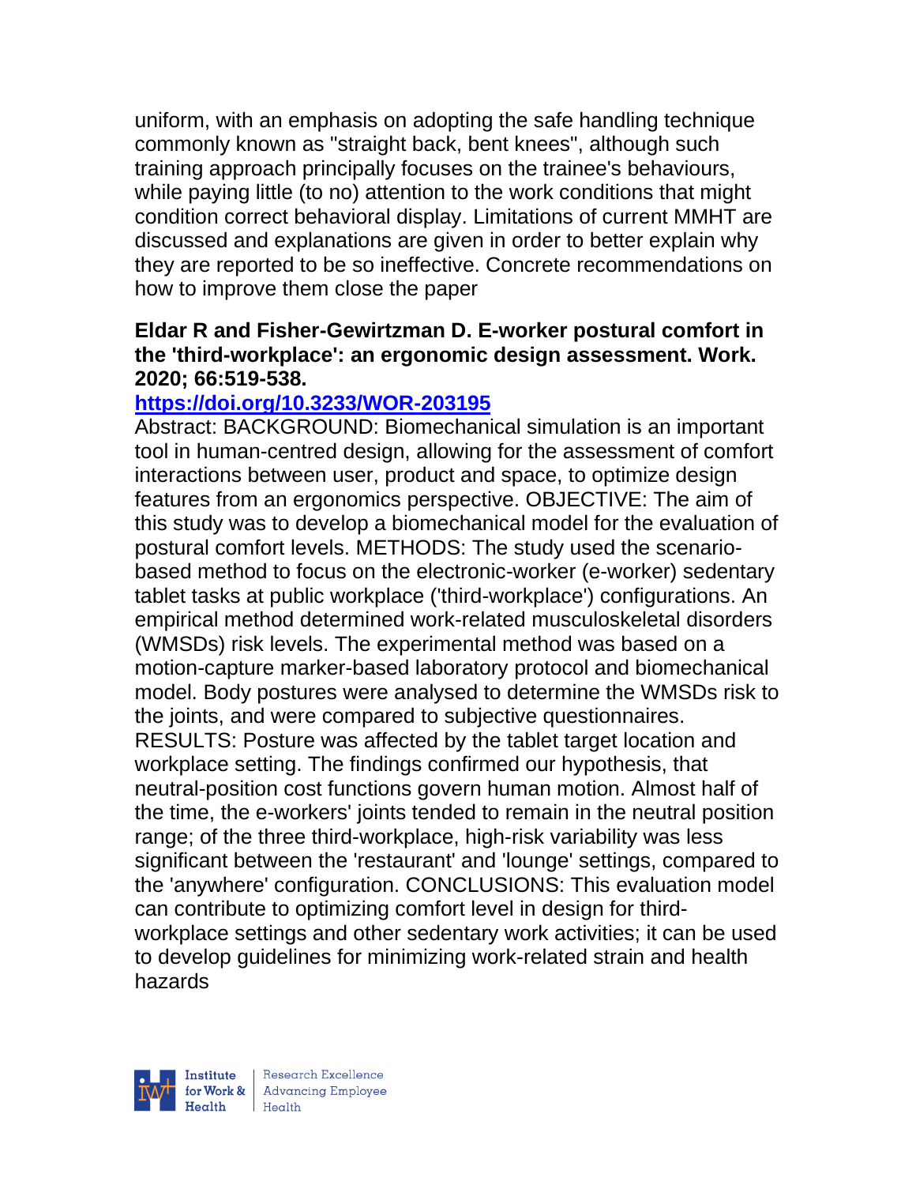uniform, with an emphasis on adopting the safe handling technique commonly known as "straight back, bent knees", although such training approach principally focuses on the trainee's behaviours, while paying little (to no) attention to the work conditions that might condition correct behavioral display. Limitations of current MMHT are discussed and explanations are given in order to better explain why they are reported to be so ineffective. Concrete recommendations on how to improve them close the paper

**Eldar R and Fisher-Gewirtzman D. E-worker postural comfort in the 'third-workplace': an ergonomic design assessment. Work. 2020; 66:519-538.**

**https://doi.org/10.3233/WOR-203195**

Abstract: BACKGROUND: Biomechanical simulation is an important tool in human-centred design, allowing for the assessment of comfort interactions between user, product and space, to optimize design features from an ergonomics perspective. OBJECTIVE: The aim of this study was to develop a biomechanical model for the evaluation of postural comfort levels. METHODS: The study used the scenario-based method to focus on the electronic-worker (e-worker) sedentary tablet tasks at public workplace ('third-workplace') configurations. An empirical method determined work-related musculoskeletal disorders (WMSDs) risk levels. The experimental method was based on a motion-capture marker-based laboratory protocol and biomechanical model. Body postures were analysed to determine the WMSDs risk to the joints, and were compared to subjective questionnaires. RESULTS: Posture was affected by the tablet target location and workplace setting. The findings confirmed our hypothesis, that neutral-position cost functions govern human motion. Almost half of the time, the e-workers' joints tended to remain in the neutral position range; of the three third-workplace, high-risk variability was less significant between the 'restaurant' and 'lounge' settings, compared to the 'anywhere' configuration. CONCLUSIONS: This evaluation model can contribute to optimizing comfort level in design for third-workplace settings and other sedentary work activities; it can be used to develop guidelines for minimizing work-related strain and health hazards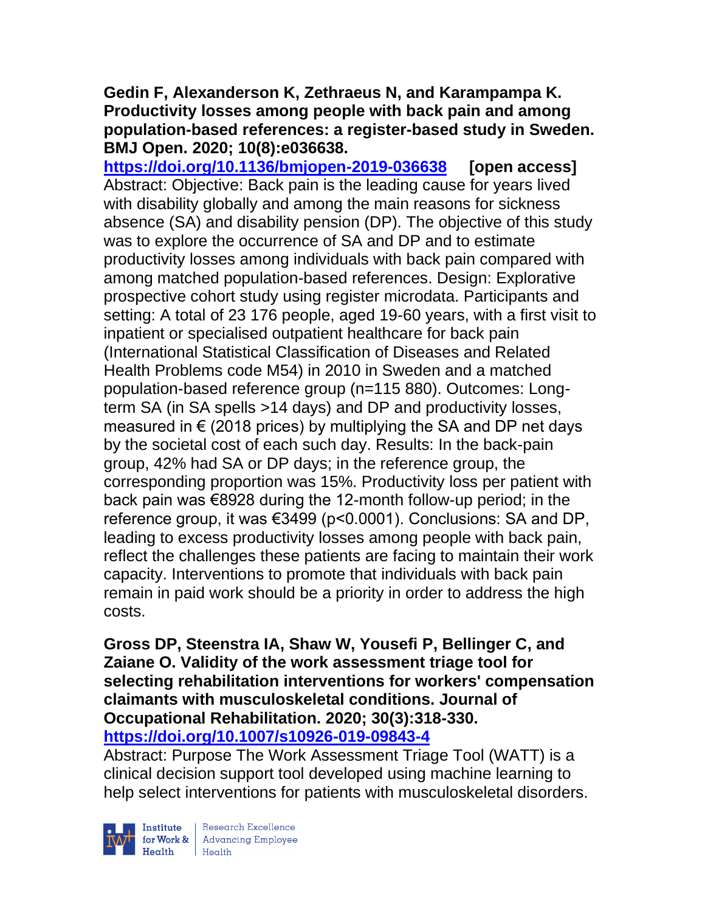**Gedin F, Alexanderson K, Zethraeus N, and Karampampa K. Productivity losses among people with back pain and among population-based references: a register-based study in Sweden. BMJ Open. 2020; 10(8):e036638.**
**https://doi.org/10.1136/bmjopen-2019-036638** **[open access]**
Abstract: Objective: Back pain is the leading cause for years lived with disability globally and among the main reasons for sickness absence (SA) and disability pension (DP). The objective of this study was to explore the occurrence of SA and DP and to estimate productivity losses among individuals with back pain compared with among matched population-based references. Design: Explorative prospective cohort study using register microdata. Participants and setting: A total of 23 176 people, aged 19-60 years, with a first visit to inpatient or specialised outpatient healthcare for back pain (International Statistical Classification of Diseases and Related Health Problems code M54) in 2010 in Sweden and a matched population-based reference group (n=115 880). Outcomes: Long-term SA (in SA spells >14 days) and DP and productivity losses, measured in € (2018 prices) by multiplying the SA and DP net days by the societal cost of each such day. Results: In the back-pain group, 42% had SA or DP days; in the reference group, the corresponding proportion was 15%. Productivity loss per patient with back pain was €8928 during the 12-month follow-up period; in the reference group, it was €3499 ($p<0.0001$). Conclusions: SA and DP, leading to excess productivity losses among people with back pain, reflect the challenges these patients are facing to maintain their work capacity. Interventions to promote that individuals with back pain remain in paid work should be a priority in order to address the high costs.

**Gross DP, Steenstra IA, Shaw W, Yousefi P, Bellinger C, and Zaiane O. Validity of the work assessment triage tool for selecting rehabilitation interventions for workers' compensation claimants with musculoskeletal conditions. Journal of Occupational Rehabilitation. 2020; 30(3):318-330.**
**https://doi.org/10.1007/s10926-019-09843-4**
Abstract: Purpose The Work Assessment Triage Tool (WATT) is a clinical decision support tool developed using machine learning to help select interventions for patients with musculoskeletal disorders.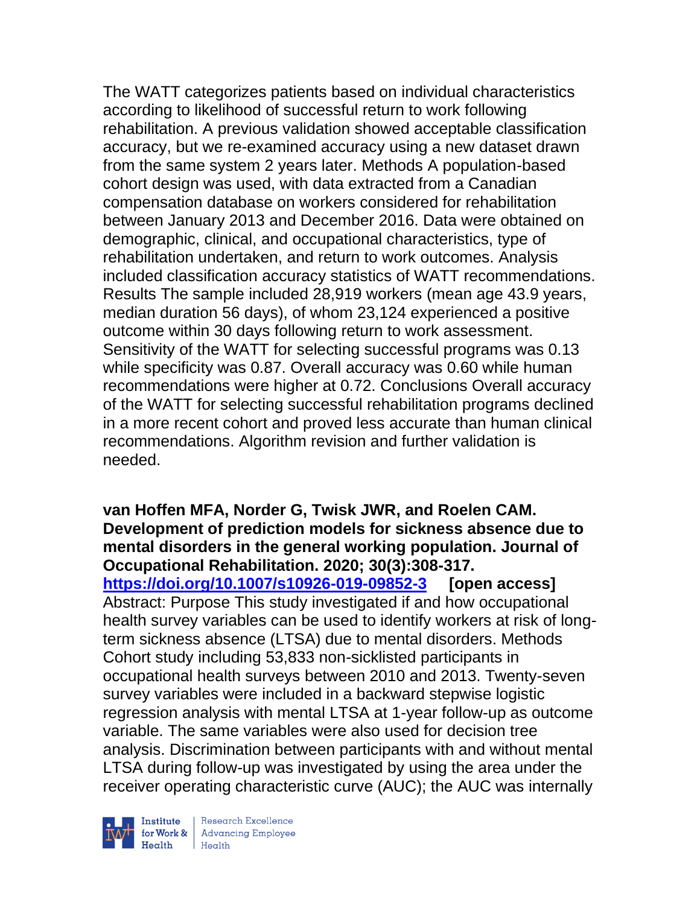The WATT categorizes patients based on individual characteristics according to likelihood of successful return to work following rehabilitation. A previous validation showed acceptable classification accuracy, but we re-examined accuracy using a new dataset drawn from the same system 2 years later. Methods A population-based cohort design was used, with data extracted from a Canadian compensation database on workers considered for rehabilitation between January 2013 and December 2016. Data were obtained on demographic, clinical, and occupational characteristics, type of rehabilitation undertaken, and return to work outcomes. Analysis included classification accuracy statistics of WATT recommendations. Results The sample included 28,919 workers (mean age 43.9 years, median duration 56 days), of whom 23,124 experienced a positive outcome within 30 days following return to work assessment. Sensitivity of the WATT for selecting successful programs was 0.13 while specificity was 0.87. Overall accuracy was 0.60 while human recommendations were higher at 0.72. Conclusions Overall accuracy of the WATT for selecting successful rehabilitation programs declined in a more recent cohort and proved less accurate than human clinical recommendations. Algorithm revision and further validation is needed.

**van Hoffen MFA, Norder G, Twisk JWR, and Roelen CAM. Development of prediction models for sickness absence due to mental disorders in the general working population. Journal of Occupational Rehabilitation. 2020; 30(3):308-317.**
**https://doi.org/10.1007/s10926-019-09852-3** **[open access]**
Abstract: Purpose This study investigated if and how occupational health survey variables can be used to identify workers at risk of long-term sickness absence (LTSA) due to mental disorders. Methods Cohort study including 53,833 non-sicklisted participants in occupational health surveys between 2010 and 2013. Twenty-seven survey variables were included in a backward stepwise logistic regression analysis with mental LTSA at 1-year follow-up as outcome variable. The same variables were also used for decision tree analysis. Discrimination between participants with and without mental LTSA during follow-up was investigated by using the area under the receiver operating characteristic curve (AUC); the AUC was internally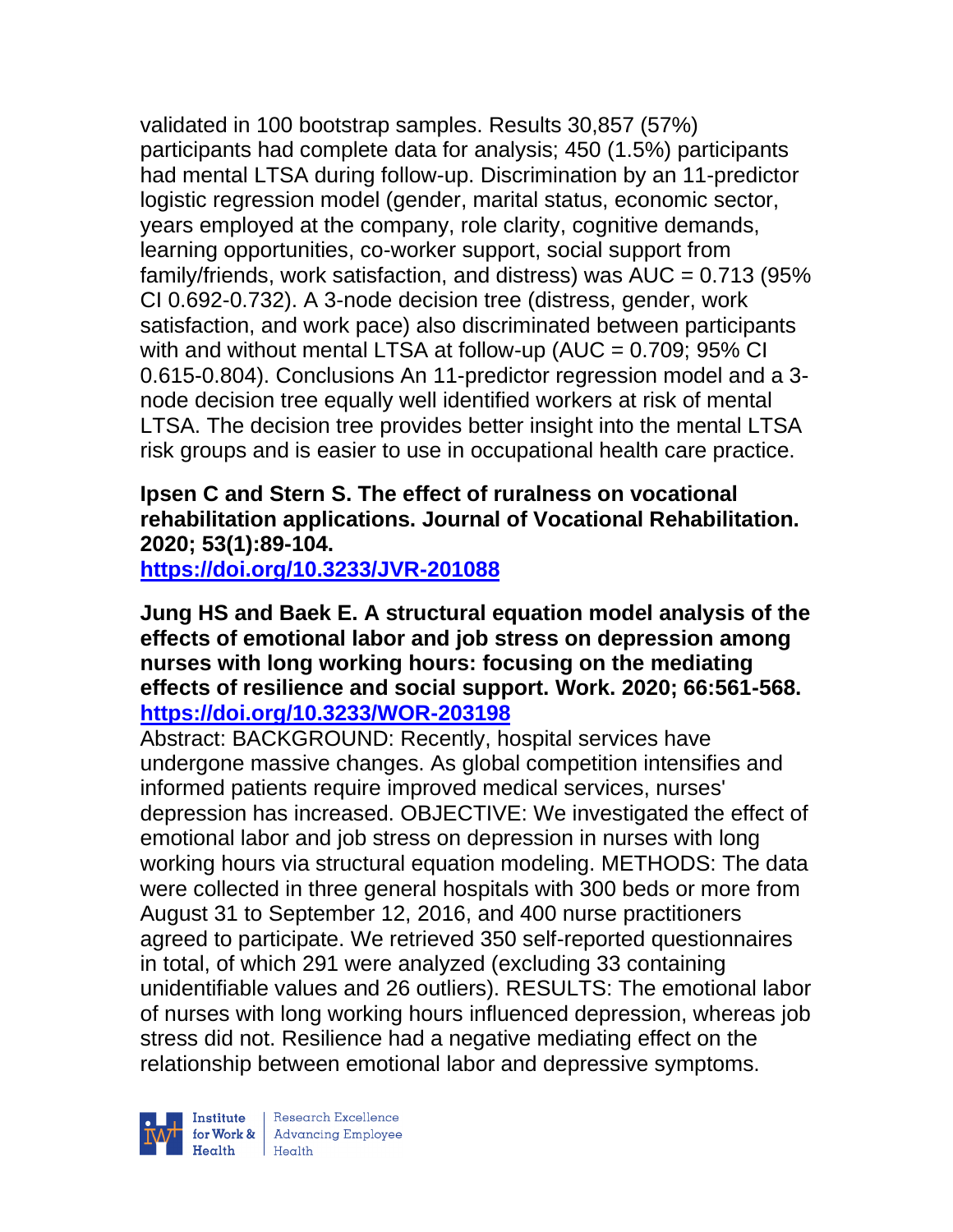validated in 100 bootstrap samples. Results 30,857 (57%) participants had complete data for analysis; 450 (1.5%) participants had mental LTSA during follow-up. Discrimination by an 11-predictor logistic regression model (gender, marital status, economic sector, years employed at the company, role clarity, cognitive demands, learning opportunities, co-worker support, social support from family/friends, work satisfaction, and distress) was AUC = 0.713 (95% CI 0.692-0.732). A 3-node decision tree (distress, gender, work satisfaction, and work pace) also discriminated between participants with and without mental LTSA at follow-up (AUC = 0.709; 95% CI 0.615-0.804). Conclusions An 11-predictor regression model and a 3-node decision tree equally well identified workers at risk of mental LTSA. The decision tree provides better insight into the mental LTSA risk groups and is easier to use in occupational health care practice.

**Ipsen C and Stern S. The effect of ruralness on vocational rehabilitation applications. Journal of Vocational Rehabilitation. 2020; 53(1):89-104.**
**https://doi.org/10.3233/JVR-201088**

**Jung HS and Baek E. A structural equation model analysis of the effects of emotional labor and job stress on depression among nurses with long working hours: focusing on the mediating effects of resilience and social support. Work. 2020; 66:561-568.**
**https://doi.org/10.3233/WOR-203198**

Abstract: BACKGROUND: Recently, hospital services have undergone massive changes. As global competition intensifies and informed patients require improved medical services, nurses' depression has increased. OBJECTIVE: We investigated the effect of emotional labor and job stress on depression in nurses with long working hours via structural equation modeling. METHODS: The data were collected in three general hospitals with 300 beds or more from August 31 to September 12, 2016, and 400 nurse practitioners agreed to participate. We retrieved 350 self-reported questionnaires in total, of which 291 were analyzed (excluding 33 containing unidentifiable values and 26 outliers). RESULTS: The emotional labor of nurses with long working hours influenced depression, whereas job stress did not. Resilience had a negative mediating effect on the relationship between emotional labor and depressive symptoms.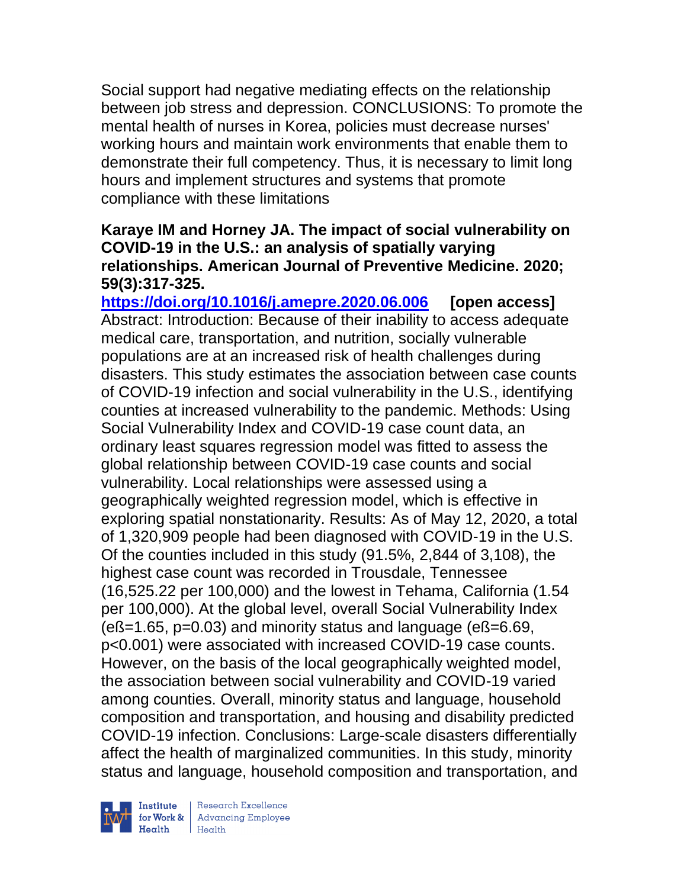Social support had negative mediating effects on the relationship between job stress and depression. CONCLUSIONS: To promote the mental health of nurses in Korea, policies must decrease nurses' working hours and maintain work environments that enable them to demonstrate their full competency. Thus, it is necessary to limit long hours and implement structures and systems that promote compliance with these limitations

**Karaye IM and Horney JA. The impact of social vulnerability on COVID-19 in the U.S.: an analysis of spatially varying relationships. American Journal of Preventive Medicine. 2020; 59(3):317-325.**

**https://doi.org/10.1016/j.amepre.2020.06.006 [open access]**

Abstract: Introduction: Because of their inability to access adequate medical care, transportation, and nutrition, socially vulnerable populations are at an increased risk of health challenges during disasters. This study estimates the association between case counts of COVID-19 infection and social vulnerability in the U.S., identifying counties at increased vulnerability to the pandemic. Methods: Using Social Vulnerability Index and COVID-19 case count data, an ordinary least squares regression model was fitted to assess the global relationship between COVID-19 case counts and social vulnerability. Local relationships were assessed using a geographically weighted regression model, which is effective in exploring spatial nonstationarity. Results: As of May 12, 2020, a total of 1,320,909 people had been diagnosed with COVID-19 in the U.S. Of the counties included in this study (91.5%, 2,844 of 3,108), the highest case count was recorded in Trousdale, Tennessee (16,525.22 per 100,000) and the lowest in Tehama, California (1.54 per 100,000). At the global level, overall Social Vulnerability Index (eß=1.65, p=0.03) and minority status and language (eß=6.69, p<0.001) were associated with increased COVID-19 case counts. However, on the basis of the local geographically weighted model, the association between social vulnerability and COVID-19 varied among counties. Overall, minority status and language, household composition and transportation, and housing and disability predicted COVID-19 infection. Conclusions: Large-scale disasters differentially affect the health of marginalized communities. In this study, minority status and language, household composition and transportation, and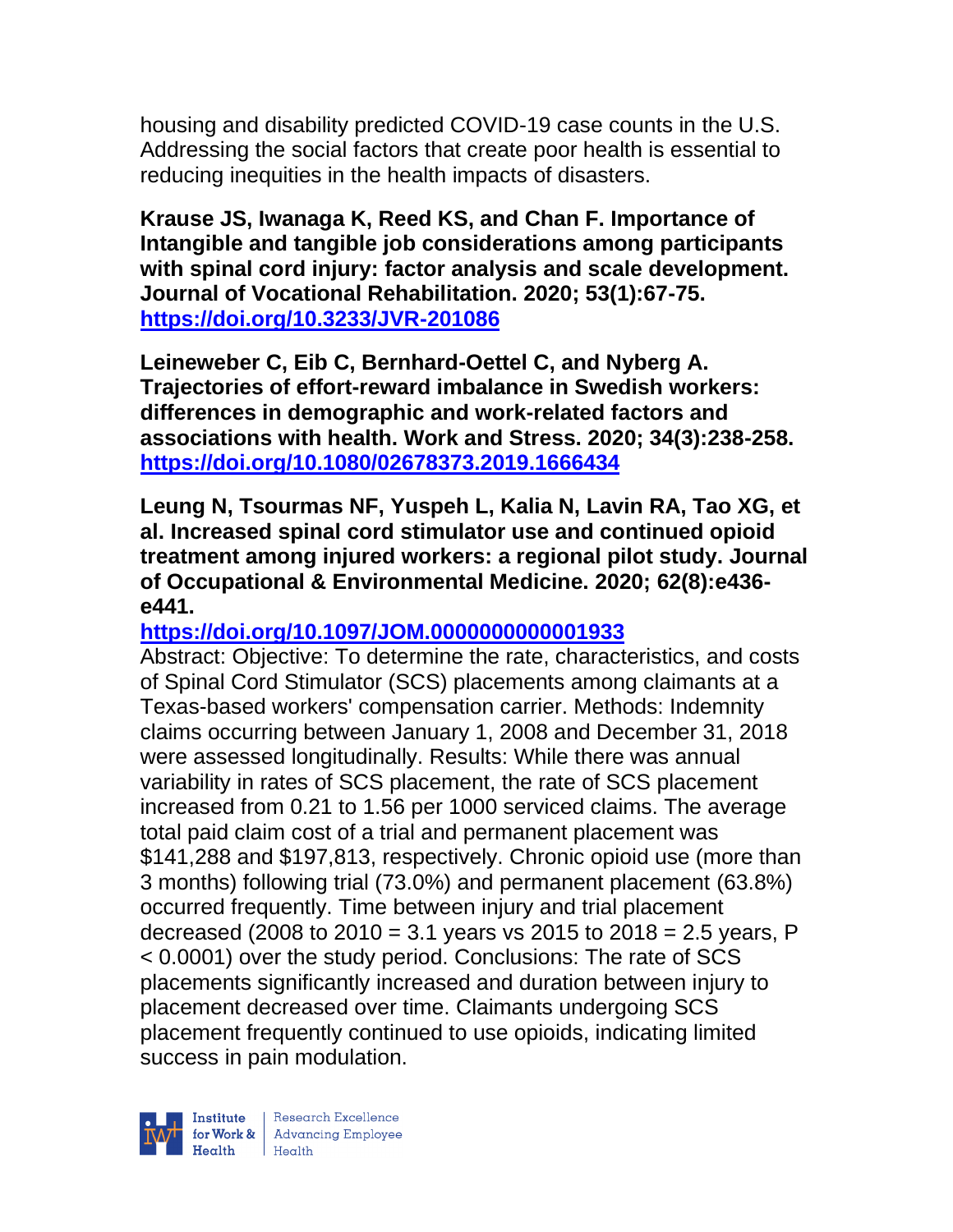housing and disability predicted COVID-19 case counts in the U.S. Addressing the social factors that create poor health is essential to reducing inequities in the health impacts of disasters.

**Krause JS, Iwanaga K, Reed KS, and Chan F. Importance of Intangible and tangible job considerations among participants with spinal cord injury: factor analysis and scale development. Journal of Vocational Rehabilitation. 2020; 53(1):67-75. https://doi.org/10.3233/JVR-201086**

**Leineweber C, Eib C, Bernhard-Oettel C, and Nyberg A. Trajectories of effort-reward imbalance in Swedish workers: differences in demographic and work-related factors and associations with health. Work and Stress. 2020; 34(3):238-258. https://doi.org/10.1080/02678373.2019.1666434**

**Leung N, Tsourmas NF, Yuspeh L, Kalia N, Lavin RA, Tao XG, et al. Increased spinal cord stimulator use and continued opioid treatment among injured workers: a regional pilot study. Journal of Occupational & Environmental Medicine. 2020; 62(8):e436-e441.**
**https://doi.org/10.1097/JOM.0000000000001933**
Abstract: Objective: To determine the rate, characteristics, and costs of Spinal Cord Stimulator (SCS) placements among claimants at a Texas-based workers' compensation carrier. Methods: Indemnity claims occurring between January 1, 2008 and December 31, 2018 were assessed longitudinally. Results: While there was annual variability in rates of SCS placement, the rate of SCS placement increased from 0.21 to 1.56 per 1000 serviced claims. The average total paid claim cost of a trial and permanent placement was $141,288 and $197,813, respectively. Chronic opioid use (more than 3 months) following trial (73.0%) and permanent placement (63.8%) occurred frequently. Time between injury and trial placement decreased (2008 to 2010 = 3.1 years vs 2015 to 2018 = 2.5 years, P < 0.0001) over the study period. Conclusions: The rate of SCS placements significantly increased and duration between injury to placement decreased over time. Claimants undergoing SCS placement frequently continued to use opioids, indicating limited success in pain modulation.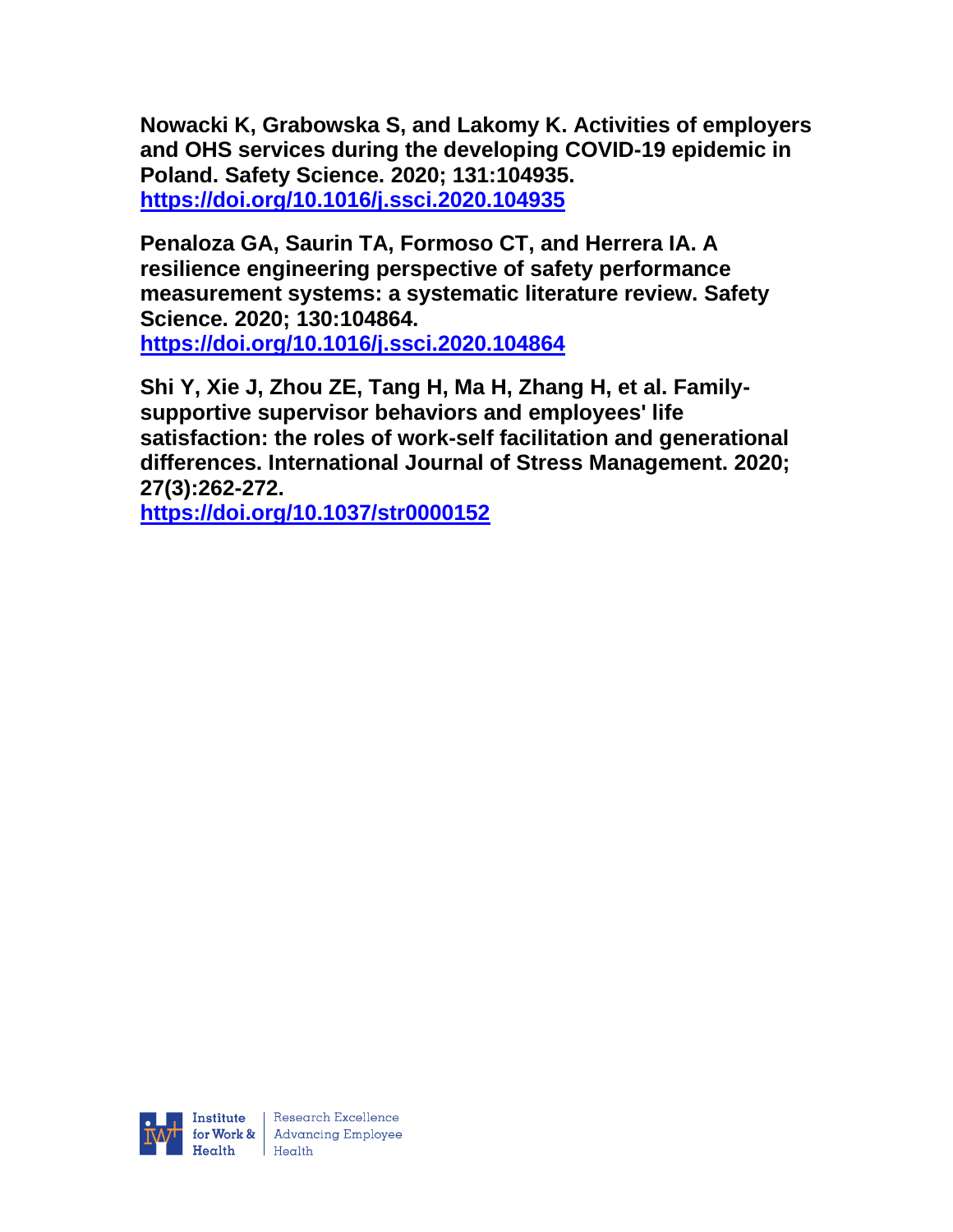**Nowacki K, Grabowska S, and Lakomy K. Activities of employers and OHS services during the developing COVID-19 epidemic in Poland. Safety Science. 2020; 131:104935.**
**https://doi.org/10.1016/j.ssci.2020.104935**

**Penaloza GA, Saurin TA, Formoso CT, and Herrera IA. A resilience engineering perspective of safety performance measurement systems: a systematic literature review. Safety Science. 2020; 130:104864.**
**https://doi.org/10.1016/j.ssci.2020.104864**

**Shi Y, Xie J, Zhou ZE, Tang H, Ma H, Zhang H, et al. Family-supportive supervisor behaviors and employees' life satisfaction: the roles of work-self facilitation and generational differences. International Journal of Stress Management. 2020; 27(3):262-272.**
**https://doi.org/10.1037/str0000152**